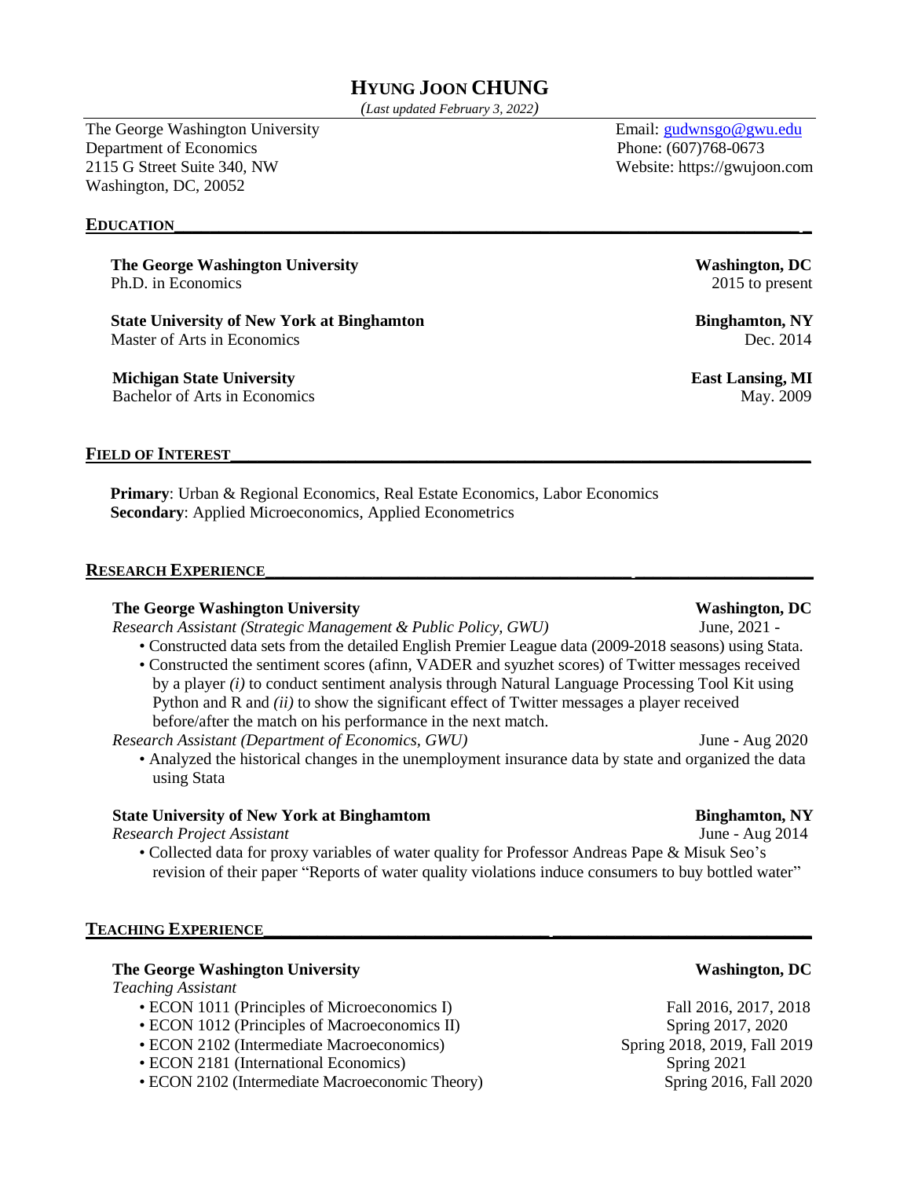# HYUNG JOON CHUNG

*(Last updated February 3, 2022)*

The George Washington University
Department of Economics
2115 G Street Suite 340, NW
Washington, DC, 20052

Email: gudwnsgo@gwu.edu
Phone: (607)768-0673
Website: https://gwujoon.com

## EDUCATION

**The George Washington University** — **Washington, DC**
Ph.D. in Economics — 2015 to present

**State University of New York at Binghamton** — **Binghamton, NY**
Master of Arts in Economics — Dec. 2014

**Michigan State University** — **East Lansing, MI**
Bachelor of Arts in Economics — May. 2009

## FIELD OF INTEREST

**Primary**: Urban & Regional Economics, Real Estate Economics, Labor Economics
**Secondary**: Applied Microeconomics, Applied Econometrics

## RESEARCH EXPERIENCE

**The George Washington University** — **Washington, DC**

*Research Assistant (Strategic Management & Public Policy, GWU)* — June, 2021 -

- Constructed data sets from the detailed English Premier League data (2009-2018 seasons) using Stata.
- Constructed the sentiment scores (afinn, VADER and syuzhet scores) of Twitter messages received by a player *(i)* to conduct sentiment analysis through Natural Language Processing Tool Kit using Python and R and *(ii)* to show the significant effect of Twitter messages a player received before/after the match on his performance in the next match.

*Research Assistant (Department of Economics, GWU)* — June - Aug 2020

- Analyzed the historical changes in the unemployment insurance data by state and organized the data using Stata

**State University of New York at Binghamtom** — **Binghamton, NY**

*Research Project Assistant* — June - Aug 2014

- Collected data for proxy variables of water quality for Professor Andreas Pape & Misuk Seo's revision of their paper "Reports of water quality violations induce consumers to buy bottled water"

## TEACHING EXPERIENCE

**The George Washington University** — **Washington, DC**

*Teaching Assistant*

- ECON 1011 (Principles of Microeconomics I) — Fall 2016, 2017, 2018
- ECON 1012 (Principles of Macroeconomics II) — Spring 2017, 2020
- ECON 2102 (Intermediate Macroeconomics) — Spring 2018, 2019, Fall 2019
- ECON 2181 (International Economics) — Spring 2021
- ECON 2102 (Intermediate Macroeconomic Theory) — Spring 2016, Fall 2020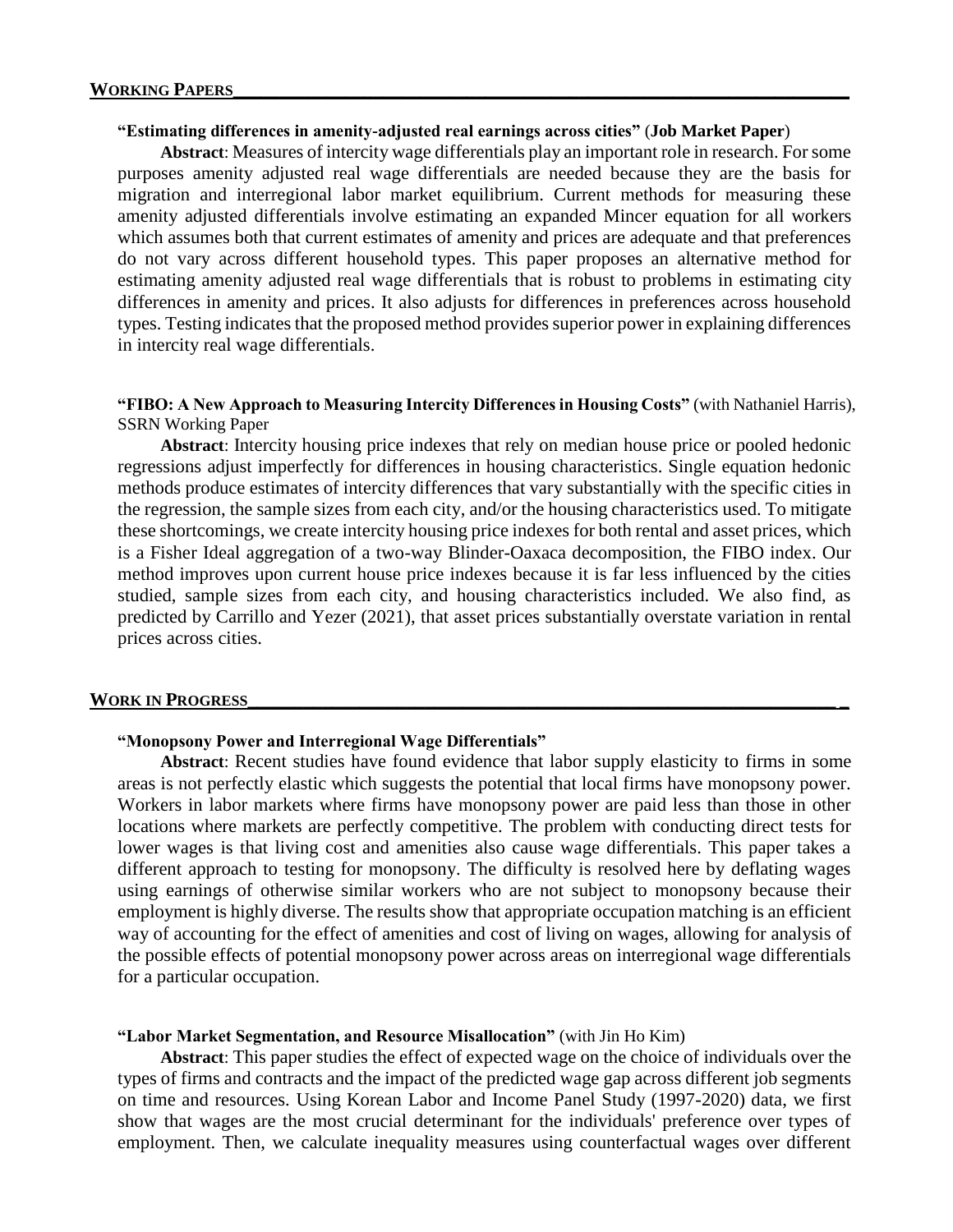## WORKING PAPERS

**“Estimating differences in amenity-adjusted real earnings across cities”** (**Job Market Paper**)

**Abstract**: Measures of intercity wage differentials play an important role in research. For some purposes amenity adjusted real wage differentials are needed because they are the basis for migration and interregional labor market equilibrium. Current methods for measuring these amenity adjusted differentials involve estimating an expanded Mincer equation for all workers which assumes both that current estimates of amenity and prices are adequate and that preferences do not vary across different household types. This paper proposes an alternative method for estimating amenity adjusted real wage differentials that is robust to problems in estimating city differences in amenity and prices. It also adjusts for differences in preferences across household types. Testing indicates that the proposed method provides superior power in explaining differences in intercity real wage differentials.

**“FIBO: A New Approach to Measuring Intercity Differences in Housing Costs”** (with Nathaniel Harris), SSRN Working Paper

**Abstract**: Intercity housing price indexes that rely on median house price or pooled hedonic regressions adjust imperfectly for differences in housing characteristics. Single equation hedonic methods produce estimates of intercity differences that vary substantially with the specific cities in the regression, the sample sizes from each city, and/or the housing characteristics used. To mitigate these shortcomings, we create intercity housing price indexes for both rental and asset prices, which is a Fisher Ideal aggregation of a two-way Blinder-Oaxaca decomposition, the FIBO index. Our method improves upon current house price indexes because it is far less influenced by the cities studied, sample sizes from each city, and housing characteristics included. We also find, as predicted by Carrillo and Yezer (2021), that asset prices substantially overstate variation in rental prices across cities.

## WORK IN PROGRESS

**“Monopsony Power and Interregional Wage Differentials”**

**Abstract**: Recent studies have found evidence that labor supply elasticity to firms in some areas is not perfectly elastic which suggests the potential that local firms have monopsony power. Workers in labor markets where firms have monopsony power are paid less than those in other locations where markets are perfectly competitive. The problem with conducting direct tests for lower wages is that living cost and amenities also cause wage differentials. This paper takes a different approach to testing for monopsony. The difficulty is resolved here by deflating wages using earnings of otherwise similar workers who are not subject to monopsony because their employment is highly diverse. The results show that appropriate occupation matching is an efficient way of accounting for the effect of amenities and cost of living on wages, allowing for analysis of the possible effects of potential monopsony power across areas on interregional wage differentials for a particular occupation.

**“Labor Market Segmentation, and Resource Misallocation”** (with Jin Ho Kim)

**Abstract**: This paper studies the effect of expected wage on the choice of individuals over the types of firms and contracts and the impact of the predicted wage gap across different job segments on time and resources. Using Korean Labor and Income Panel Study (1997-2020) data, we first show that wages are the most crucial determinant for the individuals' preference over types of employment. Then, we calculate inequality measures using counterfactual wages over different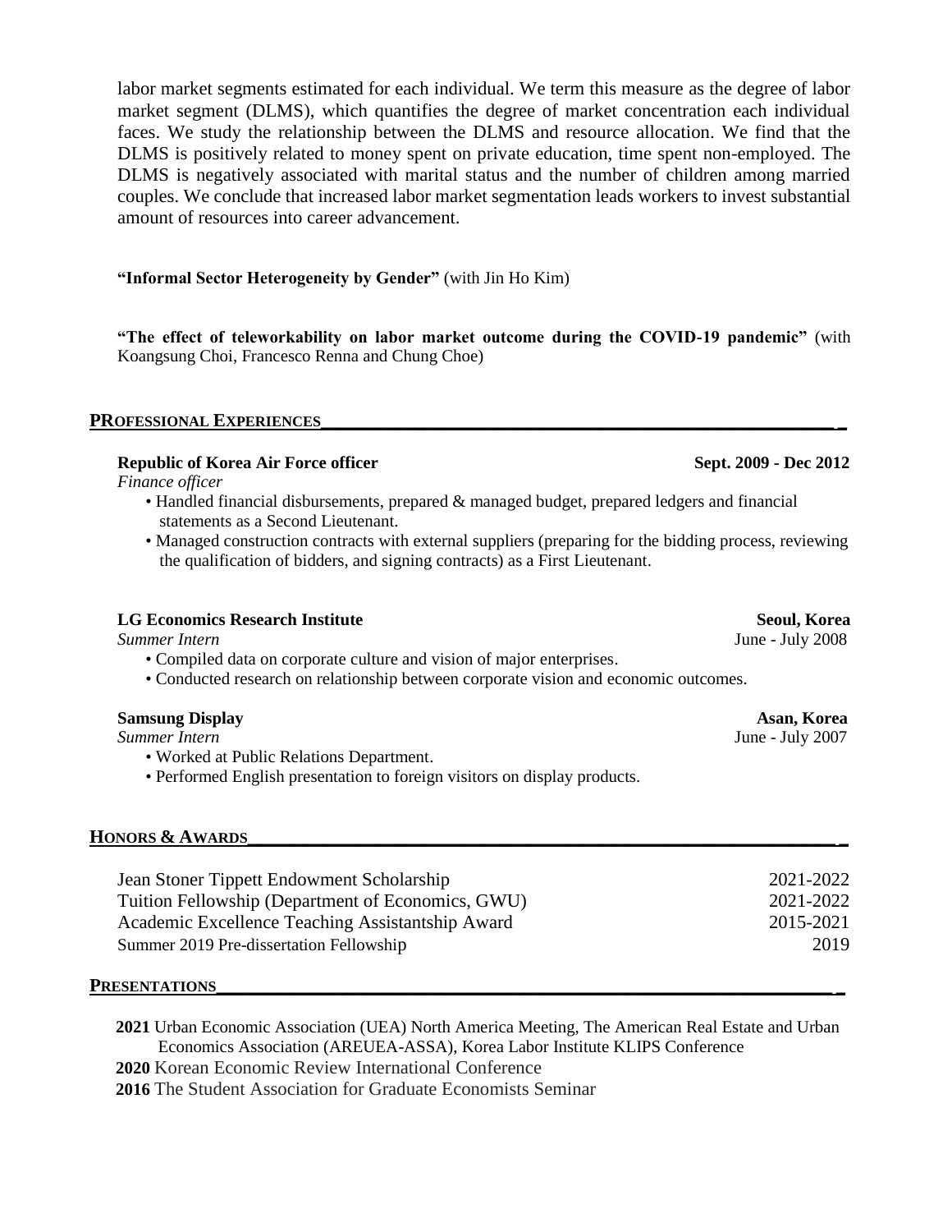labor market segments estimated for each individual. We term this measure as the degree of labor market segment (DLMS), which quantifies the degree of market concentration each individual faces. We study the relationship between the DLMS and resource allocation. We find that the DLMS is positively related to money spent on private education, time spent non-employed. The DLMS is negatively associated with marital status and the number of children among married couples. We conclude that increased labor market segmentation leads workers to invest substantial amount of resources into career advancement.

**"Informal Sector Heterogeneity by Gender"** (with Jin Ho Kim)

**"The effect of teleworkability on labor market outcome during the COVID-19 pandemic"** (with Koangsung Choi, Francesco Renna and Chung Choe)

## PROFESSIONAL EXPERIENCES

**Republic of Korea Air Force officer** — **Sept. 2009 - Dec 2012**

*Finance officer*

- Handled financial disbursements, prepared & managed budget, prepared ledgers and financial statements as a Second Lieutenant.
- Managed construction contracts with external suppliers (preparing for the bidding process, reviewing the qualification of bidders, and signing contracts) as a First Lieutenant.

**LG Economics Research Institute** — **Seoul, Korea**

*Summer Intern* — June - July 2008

- Compiled data on corporate culture and vision of major enterprises.
- Conducted research on relationship between corporate vision and economic outcomes.

**Samsung Display** — **Asan, Korea**

*Summer Intern* — June - July 2007

- Worked at Public Relations Department.
- Performed English presentation to foreign visitors on display products.

## HONORS & AWARDS

| | |
|---|---|
| Jean Stoner Tippett Endowment Scholarship | 2021-2022 |
| Tuition Fellowship (Department of Economics, GWU) | 2021-2022 |
| Academic Excellence Teaching Assistantship Award | 2015-2021 |
| Summer 2019 Pre-dissertation Fellowship | 2019 |

## PRESENTATIONS

**2021** Urban Economic Association (UEA) North America Meeting, The American Real Estate and Urban Economics Association (AREUEA-ASSA), Korea Labor Institute KLIPS Conference

**2020** Korean Economic Review International Conference

**2016** The Student Association for Graduate Economists Seminar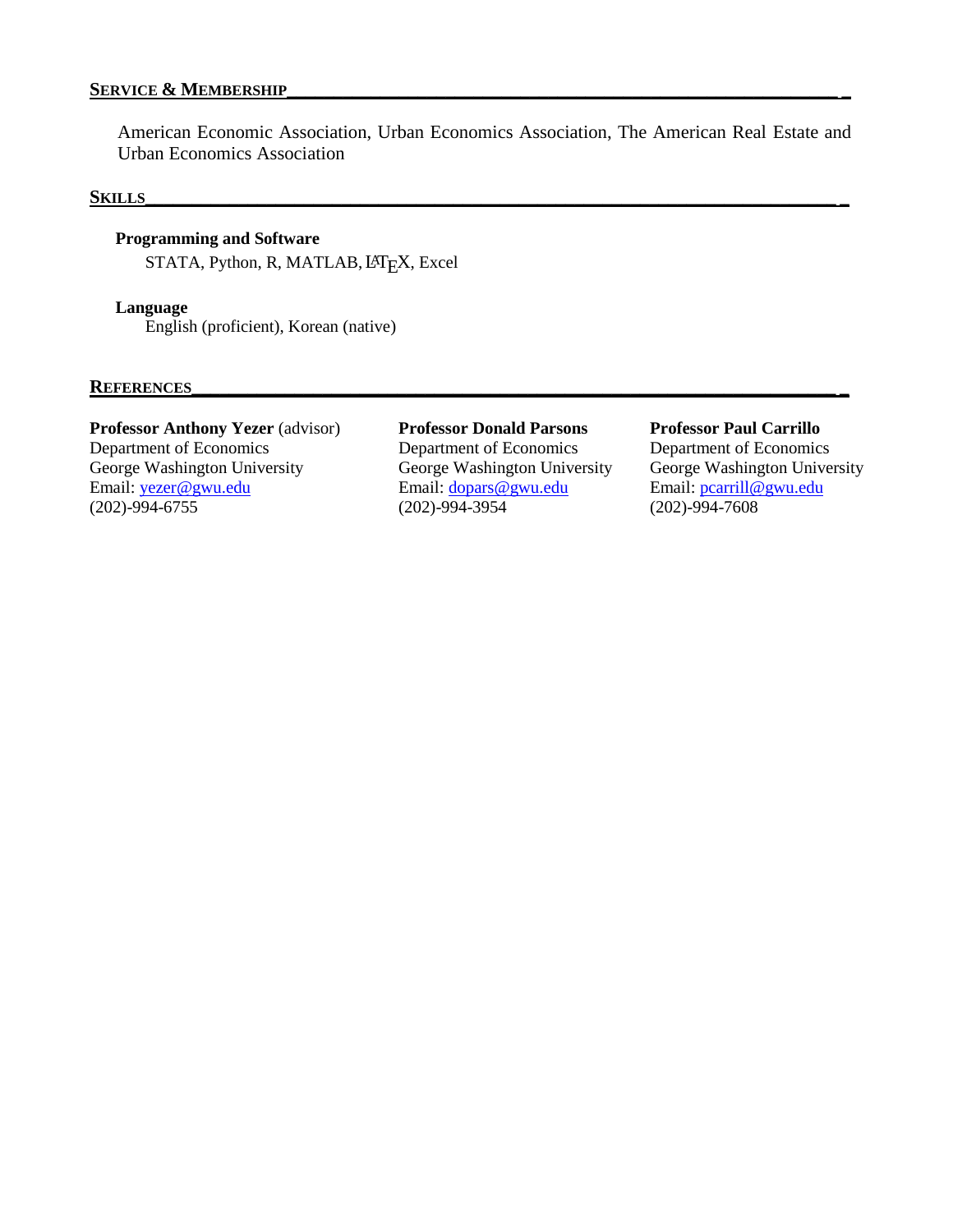## SERVICE & MEMBERSHIP

American Economic Association, Urban Economics Association, The American Real Estate and Urban Economics Association

## SKILLS

**Programming and Software**

STATA, Python, R, MATLAB, LaTeX, Excel

**Language**

English (proficient), Korean (native)

## REFERENCES

**Professor Anthony Yezer** (advisor)
Department of Economics
George Washington University
Email: yezer@gwu.edu
(202)-994-6755

**Professor Donald Parsons**
Department of Economics
George Washington University
Email: dopars@gwu.edu
(202)-994-3954

**Professor Paul Carrillo**
Department of Economics
George Washington University
Email: pcarrill@gwu.edu
(202)-994-7608